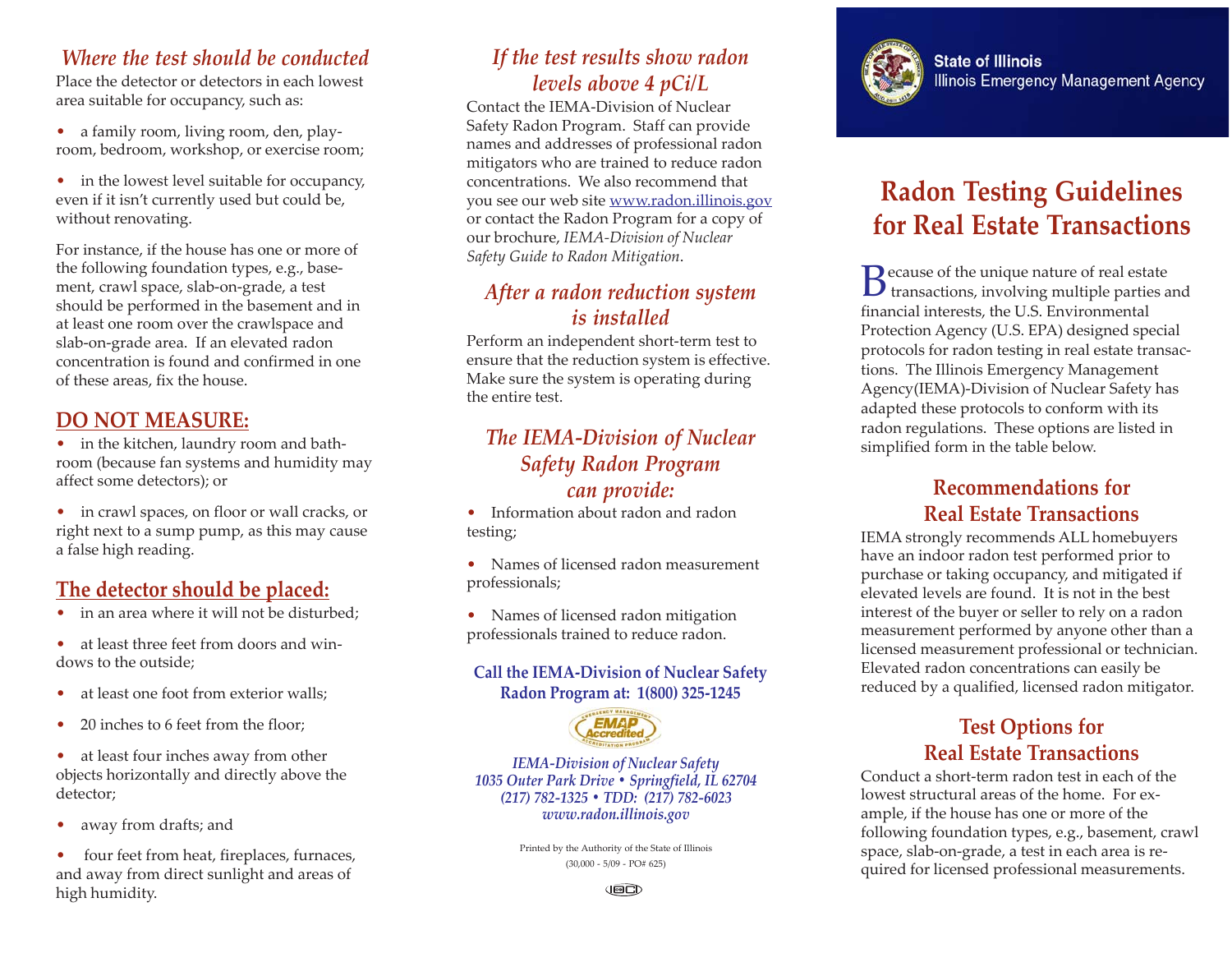## Where the test should be conducted

Place the detector or detectors in each lowest area suitable for occupancy, such as:

- a family room, living room, den, playroom, bedroom, workshop, or exercise room;
- in the lowest level suitable for occupancy, even if it isn't currently used but could be, without renovating.

For instance, if the house has one or more of the following foundation types, e.g., basement, crawl space, slab-on-grade, a test should be performed in the basement and in at least one room over the crawlspace and slab-on-grade area. If an elevated radon concentration is found and confirmed in one of these areas, fix the house.

## DO NOT MEASURE:

- in the kitchen, laundry room and bathroom (because fan systems and humidity may affect some detectors); or
- in crawl spaces, on floor or wall cracks, or right next to a sump pump, as this may cause a false high reading.

## The detector should be placed:

- in an area where it will not be disturbed;
- at least three feet from doors and windows to the outside;
- at least one foot from exterior walls;
- 20 inches to 6 feet from the floor;
- at least four inches away from other objects horizontally and directly above the detector;
- away from drafts; and
- four feet from heat, fireplaces, furnaces, and away from direct sunlight and areas of high humidity.

## If the test results show radon levels above 4 pCi/L

Contact the IEMA-Division of Nuclear Safety Radon Program. Staff can provide names and addresses of professional radon mitigators who are trained to reduce radon concentrations. We also recommend that you see our web site www.radon.illinois.gov or contact the Radon Program for a copy of our brochure, *IEMA-Division of Nuclear Safety Guide to Radon Mitigation*.

## After a radon reduction system is installed

Perform an independent short-term test to ensure that the reduction system is effective. Make sure the system is operating during the entire test.

## The IEMA-Division of Nuclear Safety Radon Program can provide:

- Information about radon and radon testing;
- Names of licensed radon measurement professionals;
- Names of licensed radon mitigation professionals trained to reduce radon.

**Call the IEMA-Division of Nuclear Safety Radon Program at: 1(800) 325-1245**

EMAP Accredited

*IEMA-Division of Nuclear Safety*
*1035 Outer Park Drive • Springfield, IL 62704*
*(217) 782-1325 • TDD: (217) 782-6023*
*www.radon.illinois.gov*

Printed by the Authority of the State of Illinois
(30,000 - 5/09 - PO# 625)

**State of Illinois**
Illinois Emergency Management Agency

# Radon Testing Guidelines for Real Estate Transactions

Because of the unique nature of real estate transactions, involving multiple parties and financial interests, the U.S. Environmental Protection Agency (U.S. EPA) designed special protocols for radon testing in real estate transactions. The Illinois Emergency Management Agency(IEMA)-Division of Nuclear Safety has adapted these protocols to conform with its radon regulations. These options are listed in simplified form in the table below.

## Recommendations for Real Estate Transactions

IEMA strongly recommends ALL homebuyers have an indoor radon test performed prior to purchase or taking occupancy, and mitigated if elevated levels are found. It is not in the best interest of the buyer or seller to rely on a radon measurement performed by anyone other than a licensed measurement professional or technician. Elevated radon concentrations can easily be reduced by a qualified, licensed radon mitigator.

## Test Options for Real Estate Transactions

Conduct a short-term radon test in each of the lowest structural areas of the home. For example, if the house has one or more of the following foundation types, e.g., basement, crawl space, slab-on-grade, a test in each area is required for licensed professional measurements.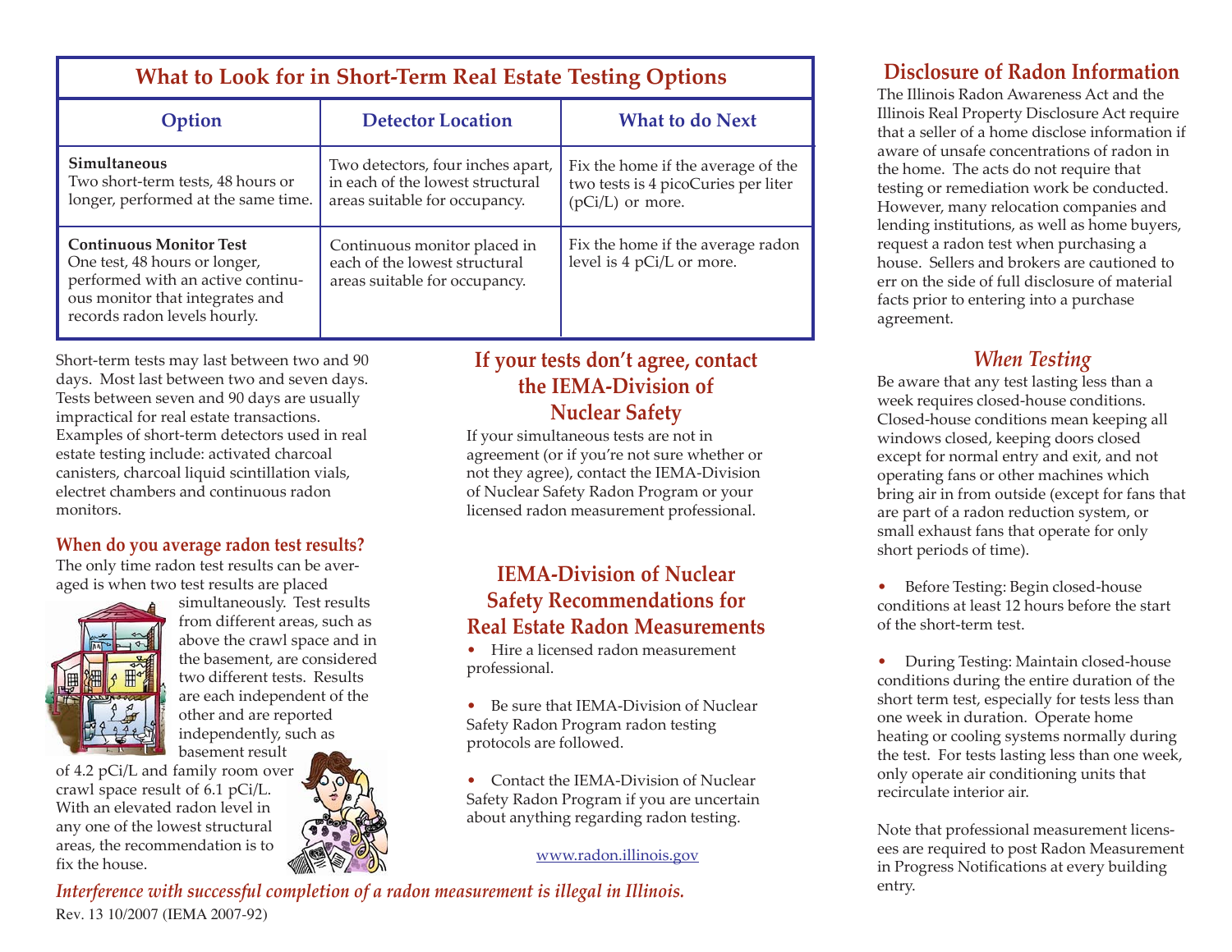## What to Look for in Short-Term Real Estate Testing Options

| Option | Detector Location | What to do Next |
|---|---|---|
| **Simultaneous** Two short-term tests, 48 hours or longer, performed at the same time. | Two detectors, four inches apart, in each of the lowest structural areas suitable for occupancy. | Fix the home if the average of the two tests is 4 picoCuries per liter (pCi/L) or more. |
| **Continuous Monitor Test** One test, 48 hours or longer, performed with an active continuous monitor that integrates and records radon levels hourly. | Continuous monitor placed in each of the lowest structural areas suitable for occupancy. | Fix the home if the average radon level is 4 pCi/L or more. |

Short-term tests may last between two and 90 days. Most last between two and seven days. Tests between seven and 90 days are usually impractical for real estate transactions. Examples of short-term detectors used in real estate testing include: activated charcoal canisters, charcoal liquid scintillation vials, electret chambers and continuous radon monitors.

### When do you average radon test results?

The only time radon test results can be averaged is when two test results are placed simultaneously. Test results from different areas, such as above the crawl space and in the basement, are considered two different tests. Results are each independent of the other and are reported independently, such as basement result of 4.2 pCi/L and family room over crawl space result of 6.1 pCi/L. With an elevated radon level in any one of the lowest structural areas, the recommendation is to fix the house.

## If your tests don't agree, contact the IEMA-Division of Nuclear Safety

If your simultaneous tests are not in agreement (or if you're not sure whether or not they agree), contact the IEMA-Division of Nuclear Safety Radon Program or your licensed radon measurement professional.

## IEMA-Division of Nuclear Safety Recommendations for Real Estate Radon Measurements

- Hire a licensed radon measurement professional.
- Be sure that IEMA-Division of Nuclear Safety Radon Program radon testing protocols are followed.
- Contact the IEMA-Division of Nuclear Safety Radon Program if you are uncertain about anything regarding radon testing.

www.radon.illinois.gov

*Interference with successful completion of a radon measurement is illegal in Illinois.*

Rev. 13 10/2007 (IEMA 2007-92)

## Disclosure of Radon Information

The Illinois Radon Awareness Act and the Illinois Real Property Disclosure Act require that a seller of a home disclose information if aware of unsafe concentrations of radon in the home. The acts do not require that testing or remediation work be conducted. However, many relocation companies and lending institutions, as well as home buyers, request a radon test when purchasing a house. Sellers and brokers are cautioned to err on the side of full disclosure of material facts prior to entering into a purchase agreement.

## *When Testing*

Be aware that any test lasting less than a week requires closed-house conditions. Closed-house conditions mean keeping all windows closed, keeping doors closed except for normal entry and exit, and not operating fans or other machines which bring air in from outside (except for fans that are part of a radon reduction system, or small exhaust fans that operate for only short periods of time).

- Before Testing: Begin closed-house conditions at least 12 hours before the start of the short-term test.
- During Testing: Maintain closed-house conditions during the entire duration of the short term test, especially for tests less than one week in duration. Operate home heating or cooling systems normally during the test. For tests lasting less than one week, only operate air conditioning units that recirculate interior air.

Note that professional measurement licensees are required to post Radon Measurement in Progress Notifications at every building entry.